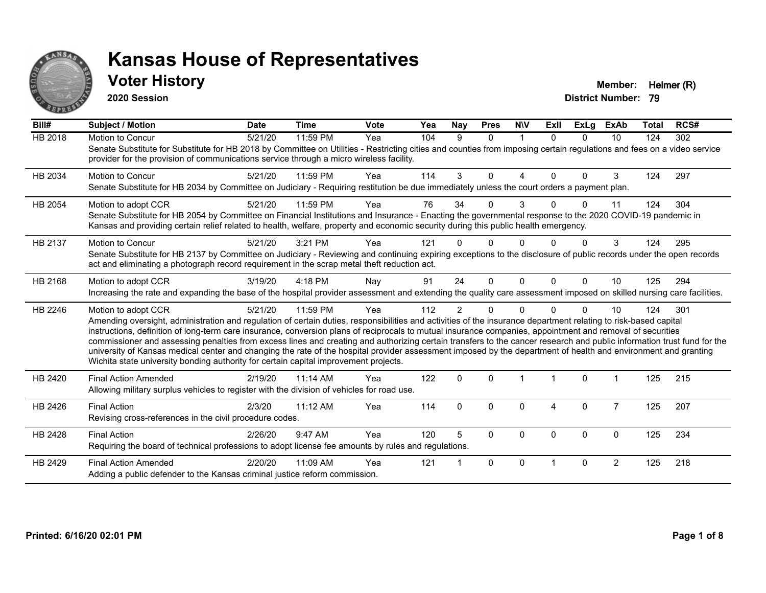# Kansas House of Representatives

## Voter History

**2020 Session**

**Member:** Helmer (R)
**District Number:** 79

| Bill# | Subject / Motion | Date | Time | Vote | Yea | Nay | Pres | N\V | ExII | ExLg | ExAb | Total | RCS# |
|---|---|---|---|---|---|---|---|---|---|---|---|---|---|
| HB 2018 | Motion to Concur | 5/21/20 | 11:59 PM | Yea | 104 | 9 | 0 | 1 | 0 | 0 | 10 | 124 | 302 |
| | Senate Substitute for Substitute for HB 2018 by Committee on Utilities - Restricting cities and counties from imposing certain regulations and fees on a video service provider for the provision of communications service through a micro wireless facility. | | | | | | | | | | | | |
| HB 2034 | Motion to Concur | 5/21/20 | 11:59 PM | Yea | 114 | 3 | 0 | 4 | 0 | 0 | 3 | 124 | 297 |
| | Senate Substitute for HB 2034 by Committee on Judiciary - Requiring restitution be due immediately unless the court orders a payment plan. | | | | | | | | | | | | |
| HB 2054 | Motion to adopt CCR | 5/21/20 | 11:59 PM | Yea | 76 | 34 | 0 | 3 | 0 | 0 | 11 | 124 | 304 |
| | Senate Substitute for HB 2054 by Committee on Financial Institutions and Insurance - Enacting the governmental response to the 2020 COVID-19 pandemic in Kansas and providing certain relief related to health, welfare, property and economic security during this public health emergency. | | | | | | | | | | | | |
| HB 2137 | Motion to Concur | 5/21/20 | 3:21 PM | Yea | 121 | 0 | 0 | 0 | 0 | 0 | 3 | 124 | 295 |
| | Senate Substitute for HB 2137 by Committee on Judiciary - Reviewing and continuing expiring exceptions to the disclosure of public records under the open records act and eliminating a photograph record requirement in the scrap metal theft reduction act. | | | | | | | | | | | | |
| HB 2168 | Motion to adopt CCR | 3/19/20 | 4:18 PM | Nay | 91 | 24 | 0 | 0 | 0 | 0 | 10 | 125 | 294 |
| | Increasing the rate and expanding the base of the hospital provider assessment and extending the quality care assessment imposed on skilled nursing care facilities. | | | | | | | | | | | | |
| HB 2246 | Motion to adopt CCR | 5/21/20 | 11:59 PM | Yea | 112 | 2 | 0 | 0 | 0 | 0 | 10 | 124 | 301 |
| | Amending oversight, administration and regulation of certain duties, responsibilities and activities of the insurance department relating to risk-based capital instructions, definition of long-term care insurance, conversion plans of reciprocals to mutual insurance companies, appointment and removal of securities commissioner and assessing penalties from excess lines and creating and authorizing certain transfers to the cancer research and public information trust fund for the university of Kansas medical center and changing the rate of the hospital provider assessment imposed by the department of health and environment and granting Wichita state university bonding authority for certain capital improvement projects. | | | | | | | | | | | | |
| HB 2420 | Final Action Amended | 2/19/20 | 11:14 AM | Yea | 122 | 0 | 0 | 1 | 1 | 0 | 1 | 125 | 215 |
| | Allowing military surplus vehicles to register with the division of vehicles for road use. | | | | | | | | | | | | |
| HB 2426 | Final Action | 2/3/20 | 11:12 AM | Yea | 114 | 0 | 0 | 0 | 4 | 0 | 7 | 125 | 207 |
| | Revising cross-references in the civil procedure codes. | | | | | | | | | | | | |
| HB 2428 | Final Action | 2/26/20 | 9:47 AM | Yea | 120 | 5 | 0 | 0 | 0 | 0 | 0 | 125 | 234 |
| | Requiring the board of technical professions to adopt license fee amounts by rules and regulations. | | | | | | | | | | | | |
| HB 2429 | Final Action Amended | 2/20/20 | 11:09 AM | Yea | 121 | 1 | 0 | 0 | 1 | 0 | 2 | 125 | 218 |
| | Adding a public defender to the Kansas criminal justice reform commission. | | | | | | | | | | | | |

**Printed: 6/16/20 02:01 PM**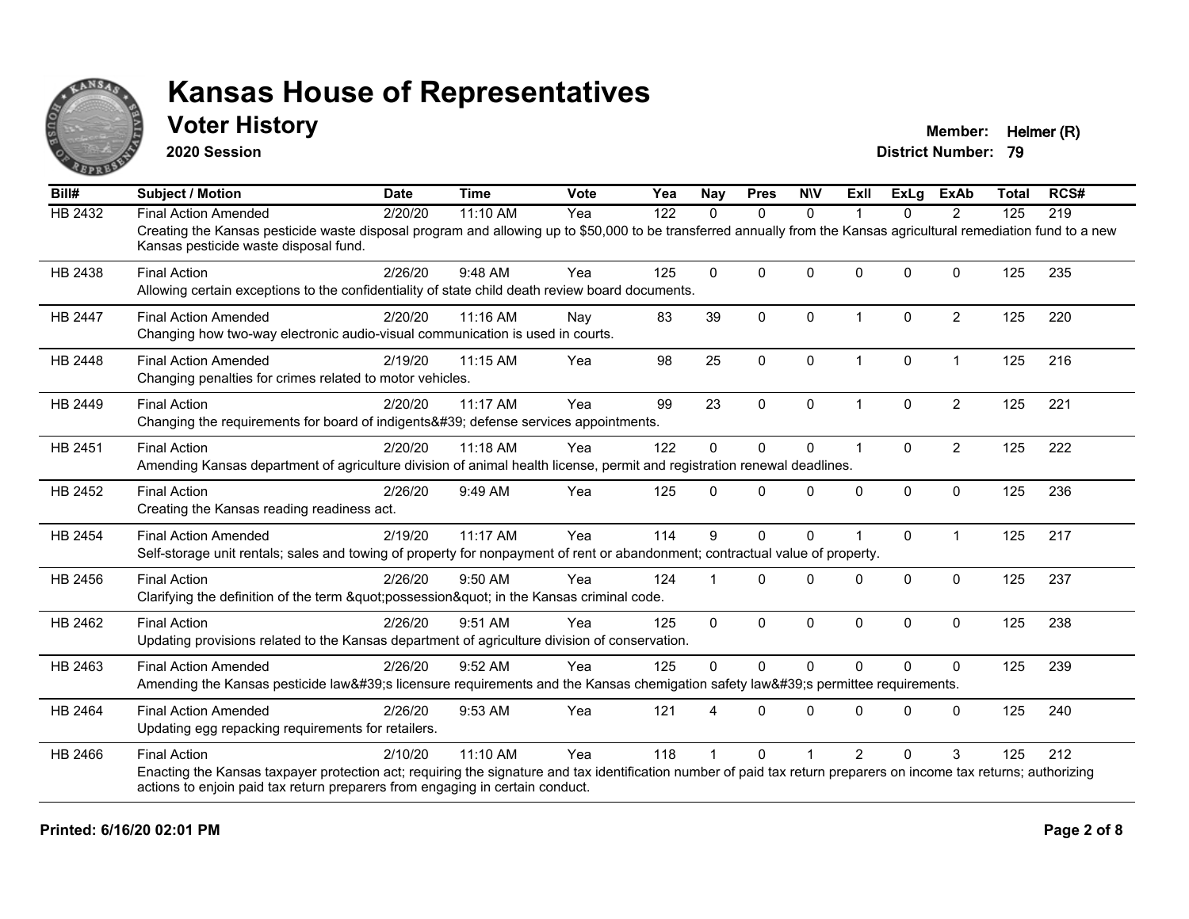# Kansas House of Representatives

## Voter History

**2020 Session**

**Member:** Helmer (R)
**District Number:** 79

| Bill# | Subject / Motion | Date | Time | Vote | Yea | Nay | Pres | N\V | ExII | ExLg | ExAb | Total | RCS# |
|---|---|---|---|---|---|---|---|---|---|---|---|---|---|
| HB 2432 | Final Action Amended | 2/20/20 | 11:10 AM | Yea | 122 | 0 | 0 | 0 | 1 | 0 | 2 | 125 | 219 |
| | Creating the Kansas pesticide waste disposal program and allowing up to $50,000 to be transferred annually from the Kansas agricultural remediation fund to a new Kansas pesticide waste disposal fund. | | | | | | | | | | | | |
| HB 2438 | Final Action | 2/26/20 | 9:48 AM | Yea | 125 | 0 | 0 | 0 | 0 | 0 | 0 | 125 | 235 |
| | Allowing certain exceptions to the confidentiality of state child death review board documents. | | | | | | | | | | | | |
| HB 2447 | Final Action Amended | 2/20/20 | 11:16 AM | Nay | 83 | 39 | 0 | 0 | 1 | 0 | 2 | 125 | 220 |
| | Changing how two-way electronic audio-visual communication is used in courts. | | | | | | | | | | | | |
| HB 2448 | Final Action Amended | 2/19/20 | 11:15 AM | Yea | 98 | 25 | 0 | 0 | 1 | 0 | 1 | 125 | 216 |
| | Changing penalties for crimes related to motor vehicles. | | | | | | | | | | | | |
| HB 2449 | Final Action | 2/20/20 | 11:17 AM | Yea | 99 | 23 | 0 | 0 | 1 | 0 | 2 | 125 | 221 |
| | Changing the requirements for board of indigents&#39; defense services appointments. | | | | | | | | | | | | |
| HB 2451 | Final Action | 2/20/20 | 11:18 AM | Yea | 122 | 0 | 0 | 0 | 1 | 0 | 2 | 125 | 222 |
| | Amending Kansas department of agriculture division of animal health license, permit and registration renewal deadlines. | | | | | | | | | | | | |
| HB 2452 | Final Action | 2/26/20 | 9:49 AM | Yea | 125 | 0 | 0 | 0 | 0 | 0 | 0 | 125 | 236 |
| | Creating the Kansas reading readiness act. | | | | | | | | | | | | |
| HB 2454 | Final Action Amended | 2/19/20 | 11:17 AM | Yea | 114 | 9 | 0 | 0 | 1 | 0 | 1 | 125 | 217 |
| | Self-storage unit rentals; sales and towing of property for nonpayment of rent or abandonment; contractual value of property. | | | | | | | | | | | | |
| HB 2456 | Final Action | 2/26/20 | 9:50 AM | Yea | 124 | 1 | 0 | 0 | 0 | 0 | 0 | 125 | 237 |
| | Clarifying the definition of the term &quot;possession&quot; in the Kansas criminal code. | | | | | | | | | | | | |
| HB 2462 | Final Action | 2/26/20 | 9:51 AM | Yea | 125 | 0 | 0 | 0 | 0 | 0 | 0 | 125 | 238 |
| | Updating provisions related to the Kansas department of agriculture division of conservation. | | | | | | | | | | | | |
| HB 2463 | Final Action Amended | 2/26/20 | 9:52 AM | Yea | 125 | 0 | 0 | 0 | 0 | 0 | 0 | 125 | 239 |
| | Amending the Kansas pesticide law&#39;s licensure requirements and the Kansas chemigation safety law&#39;s permittee requirements. | | | | | | | | | | | | |
| HB 2464 | Final Action Amended | 2/26/20 | 9:53 AM | Yea | 121 | 4 | 0 | 0 | 0 | 0 | 0 | 125 | 240 |
| | Updating egg repacking requirements for retailers. | | | | | | | | | | | | |
| HB 2466 | Final Action | 2/10/20 | 11:10 AM | Yea | 118 | 1 | 0 | 1 | 2 | 0 | 3 | 125 | 212 |
| | Enacting the Kansas taxpayer protection act; requiring the signature and tax identification number of paid tax return preparers on income tax returns; authorizing actions to enjoin paid tax return preparers from engaging in certain conduct. | | | | | | | | | | | | |

**Printed: 6/16/20 02:01 PM**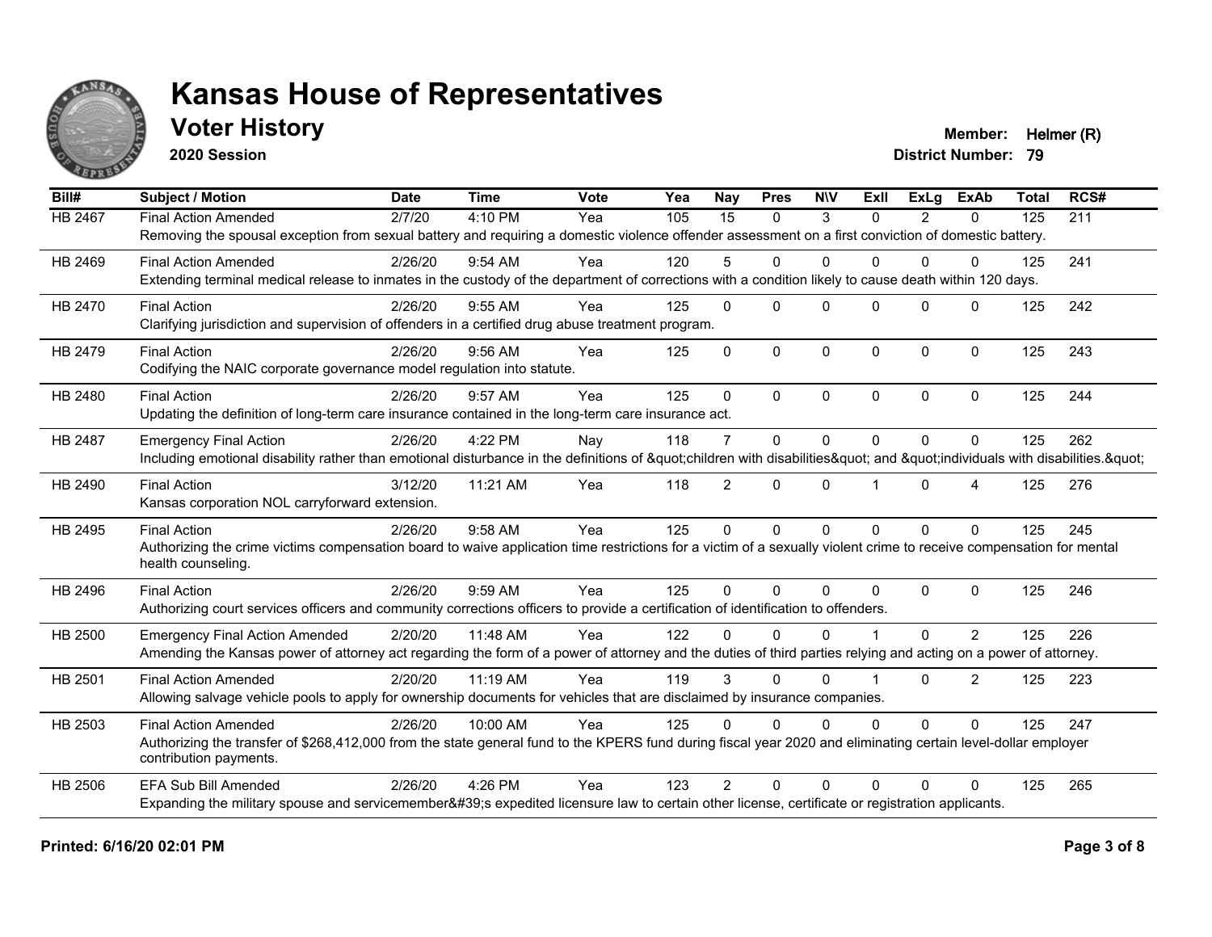# Kansas House of Representatives

## Voter History

**2020 Session**

**Member:** Helmer (R)
**District Number:** 79

| Bill# | Subject / Motion | Date | Time | Vote | Yea | Nay | Pres | N\V | ExII | ExLg | ExAb | Total | RCS# |
|---|---|---|---|---|---|---|---|---|---|---|---|---|---|
| HB 2467 | Final Action Amended | 2/7/20 | 4:10 PM | Yea | 105 | 15 | 0 | 3 | 0 | 2 | 0 | 125 | 211 |
| | Removing the spousal exception from sexual battery and requiring a domestic violence offender assessment on a first conviction of domestic battery. | | | | | | | | | | | | |
| HB 2469 | Final Action Amended | 2/26/20 | 9:54 AM | Yea | 120 | 5 | 0 | 0 | 0 | 0 | 0 | 125 | 241 |
| | Extending terminal medical release to inmates in the custody of the department of corrections with a condition likely to cause death within 120 days. | | | | | | | | | | | | |
| HB 2470 | Final Action | 2/26/20 | 9:55 AM | Yea | 125 | 0 | 0 | 0 | 0 | 0 | 0 | 125 | 242 |
| | Clarifying jurisdiction and supervision of offenders in a certified drug abuse treatment program. | | | | | | | | | | | | |
| HB 2479 | Final Action | 2/26/20 | 9:56 AM | Yea | 125 | 0 | 0 | 0 | 0 | 0 | 0 | 125 | 243 |
| | Codifying the NAIC corporate governance model regulation into statute. | | | | | | | | | | | | |
| HB 2480 | Final Action | 2/26/20 | 9:57 AM | Yea | 125 | 0 | 0 | 0 | 0 | 0 | 0 | 125 | 244 |
| | Updating the definition of long-term care insurance contained in the long-term care insurance act. | | | | | | | | | | | | |
| HB 2487 | Emergency Final Action | 2/26/20 | 4:22 PM | Nay | 118 | 7 | 0 | 0 | 0 | 0 | 0 | 125 | 262 |
| | Including emotional disability rather than emotional disturbance in the definitions of &quot;children with disabilities&quot; and &quot;individuals with disabilities.&quot; | | | | | | | | | | | | |
| HB 2490 | Final Action | 3/12/20 | 11:21 AM | Yea | 118 | 2 | 0 | 0 | 1 | 0 | 4 | 125 | 276 |
| | Kansas corporation NOL carryforward extension. | | | | | | | | | | | | |
| HB 2495 | Final Action | 2/26/20 | 9:58 AM | Yea | 125 | 0 | 0 | 0 | 0 | 0 | 0 | 125 | 245 |
| | Authorizing the crime victims compensation board to waive application time restrictions for a victim of a sexually violent crime to receive compensation for mental health counseling. | | | | | | | | | | | | |
| HB 2496 | Final Action | 2/26/20 | 9:59 AM | Yea | 125 | 0 | 0 | 0 | 0 | 0 | 0 | 125 | 246 |
| | Authorizing court services officers and community corrections officers to provide a certification of identification to offenders. | | | | | | | | | | | | |
| HB 2500 | Emergency Final Action Amended | 2/20/20 | 11:48 AM | Yea | 122 | 0 | 0 | 0 | 1 | 0 | 2 | 125 | 226 |
| | Amending the Kansas power of attorney act regarding the form of a power of attorney and the duties of third parties relying and acting on a power of attorney. | | | | | | | | | | | | |
| HB 2501 | Final Action Amended | 2/20/20 | 11:19 AM | Yea | 119 | 3 | 0 | 0 | 1 | 0 | 2 | 125 | 223 |
| | Allowing salvage vehicle pools to apply for ownership documents for vehicles that are disclaimed by insurance companies. | | | | | | | | | | | | |
| HB 2503 | Final Action Amended | 2/26/20 | 10:00 AM | Yea | 125 | 0 | 0 | 0 | 0 | 0 | 0 | 125 | 247 |
| | Authorizing the transfer of $268,412,000 from the state general fund to the KPERS fund during fiscal year 2020 and eliminating certain level-dollar employer contribution payments. | | | | | | | | | | | | |
| HB 2506 | EFA Sub Bill Amended | 2/26/20 | 4:26 PM | Yea | 123 | 2 | 0 | 0 | 0 | 0 | 0 | 125 | 265 |
| | Expanding the military spouse and servicemember&#39;s expedited licensure law to certain other license, certificate or registration applicants. | | | | | | | | | | | | |

**Printed: 6/16/20 02:01 PM**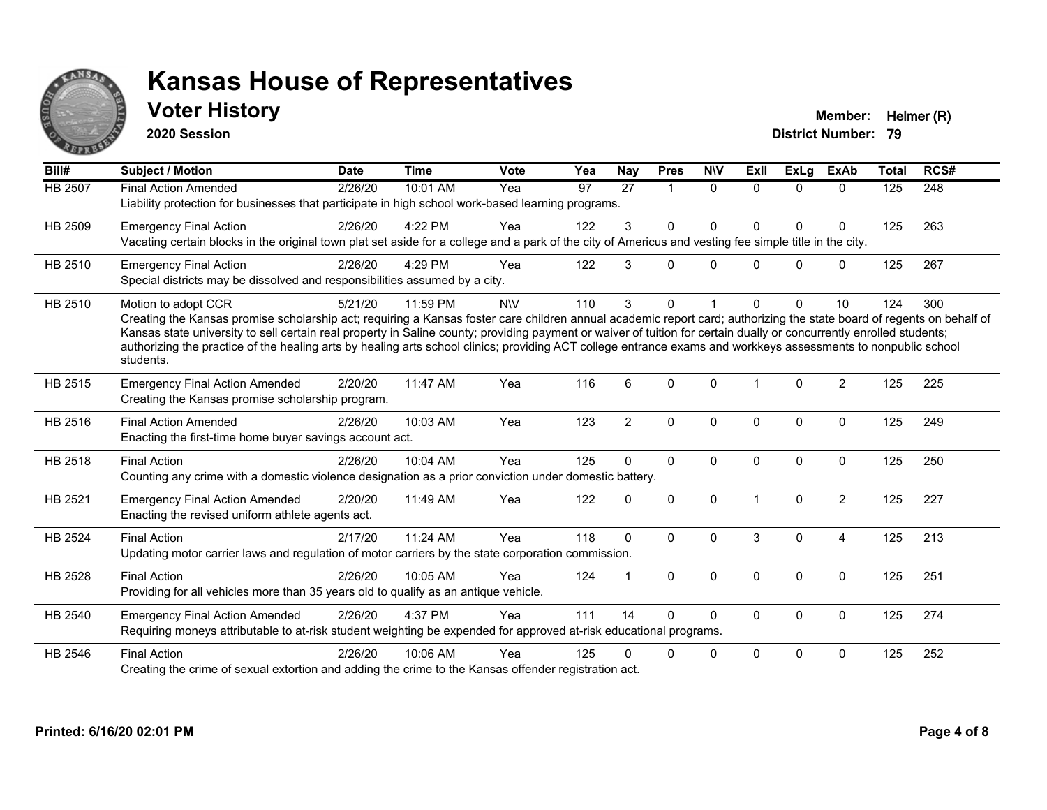# Kansas House of Representatives

## Voter History

**2020 Session**

**Member:** Helmer (R)
**District Number:** 79

| Bill# | Subject / Motion | Date | Time | Vote | Yea | Nay | Pres | N\V | ExII | ExLg | ExAb | Total | RCS# |
|---|---|---|---|---|---|---|---|---|---|---|---|---|---|
| HB 2507 | Final Action Amended | 2/26/20 | 10:01 AM | Yea | 97 | 27 | 1 | 0 | 0 | 0 | 0 | 125 | 248 |
| | Liability protection for businesses that participate in high school work-based learning programs. | | | | | | | | | | | | |
| HB 2509 | Emergency Final Action | 2/26/20 | 4:22 PM | Yea | 122 | 3 | 0 | 0 | 0 | 0 | 0 | 125 | 263 |
| | Vacating certain blocks in the original town plat set aside for a college and a park of the city of Americus and vesting fee simple title in the city. | | | | | | | | | | | | |
| HB 2510 | Emergency Final Action | 2/26/20 | 4:29 PM | Yea | 122 | 3 | 0 | 0 | 0 | 0 | 0 | 125 | 267 |
| | Special districts may be dissolved and responsibilities assumed by a city. | | | | | | | | | | | | |
| HB 2510 | Motion to adopt CCR | 5/21/20 | 11:59 PM | N\V | 110 | 3 | 0 | 1 | 0 | 0 | 10 | 124 | 300 |
| | Creating the Kansas promise scholarship act; requiring a Kansas foster care children annual academic report card; authorizing the state board of regents on behalf of Kansas state university to sell certain real property in Saline county; providing payment or waiver of tuition for certain dually or concurrently enrolled students; authorizing the practice of the healing arts by healing arts school clinics; providing ACT college entrance exams and workkeys assessments to nonpublic school students. | | | | | | | | | | | | |
| HB 2515 | Emergency Final Action Amended | 2/20/20 | 11:47 AM | Yea | 116 | 6 | 0 | 0 | 1 | 0 | 2 | 125 | 225 |
| | Creating the Kansas promise scholarship program. | | | | | | | | | | | | |
| HB 2516 | Final Action Amended | 2/26/20 | 10:03 AM | Yea | 123 | 2 | 0 | 0 | 0 | 0 | 0 | 125 | 249 |
| | Enacting the first-time home buyer savings account act. | | | | | | | | | | | | |
| HB 2518 | Final Action | 2/26/20 | 10:04 AM | Yea | 125 | 0 | 0 | 0 | 0 | 0 | 0 | 125 | 250 |
| | Counting any crime with a domestic violence designation as a prior conviction under domestic battery. | | | | | | | | | | | | |
| HB 2521 | Emergency Final Action Amended | 2/20/20 | 11:49 AM | Yea | 122 | 0 | 0 | 0 | 1 | 0 | 2 | 125 | 227 |
| | Enacting the revised uniform athlete agents act. | | | | | | | | | | | | |
| HB 2524 | Final Action | 2/17/20 | 11:24 AM | Yea | 118 | 0 | 0 | 0 | 3 | 0 | 4 | 125 | 213 |
| | Updating motor carrier laws and regulation of motor carriers by the state corporation commission. | | | | | | | | | | | | |
| HB 2528 | Final Action | 2/26/20 | 10:05 AM | Yea | 124 | 1 | 0 | 0 | 0 | 0 | 0 | 125 | 251 |
| | Providing for all vehicles more than 35 years old to qualify as an antique vehicle. | | | | | | | | | | | | |
| HB 2540 | Emergency Final Action Amended | 2/26/20 | 4:37 PM | Yea | 111 | 14 | 0 | 0 | 0 | 0 | 0 | 125 | 274 |
| | Requiring moneys attributable to at-risk student weighting be expended for approved at-risk educational programs. | | | | | | | | | | | | |
| HB 2546 | Final Action | 2/26/20 | 10:06 AM | Yea | 125 | 0 | 0 | 0 | 0 | 0 | 0 | 125 | 252 |
| | Creating the crime of sexual extortion and adding the crime to the Kansas offender registration act. | | | | | | | | | | | | |

**Printed: 6/16/20 02:01 PM**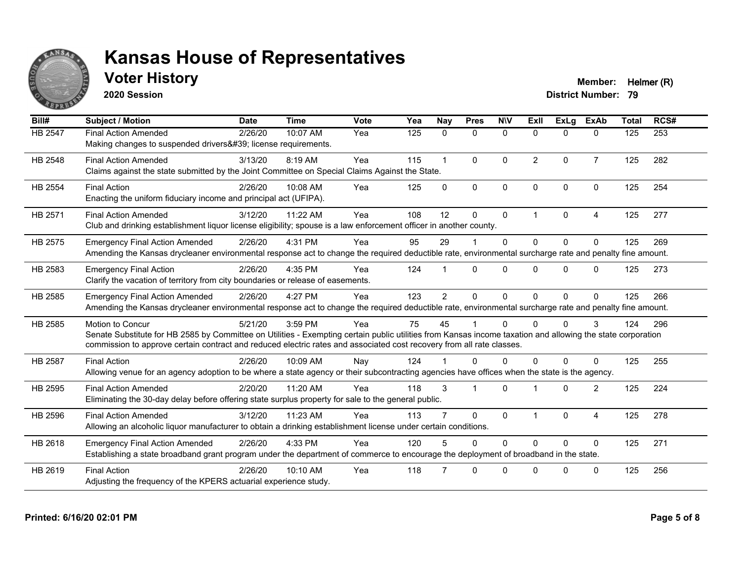# Kansas House of Representatives

## Voter History

**2020 Session**

**Member:** Helmer (R)
**District Number:** 79

| Bill# | Subject / Motion | Date | Time | Vote | Yea | Nay | Pres | N\V | ExII | ExLg | ExAb | Total | RCS# |
|---|---|---|---|---|---|---|---|---|---|---|---|---|---|
| HB 2547 | Final Action Amended | 2/26/20 | 10:07 AM | Yea | 125 | 0 | 0 | 0 | 0 | 0 | 0 | 125 | 253 |
| | Making changes to suspended drivers&#39; license requirements. | | | | | | | | | | | | |
| HB 2548 | Final Action Amended | 3/13/20 | 8:19 AM | Yea | 115 | 1 | 0 | 0 | 2 | 0 | 7 | 125 | 282 |
| | Claims against the state submitted by the Joint Committee on Special Claims Against the State. | | | | | | | | | | | | |
| HB 2554 | Final Action | 2/26/20 | 10:08 AM | Yea | 125 | 0 | 0 | 0 | 0 | 0 | 0 | 125 | 254 |
| | Enacting the uniform fiduciary income and principal act (UFIPA). | | | | | | | | | | | | |
| HB 2571 | Final Action Amended | 3/12/20 | 11:22 AM | Yea | 108 | 12 | 0 | 0 | 1 | 0 | 4 | 125 | 277 |
| | Club and drinking establishment liquor license eligibility; spouse is a law enforcement officer in another county. | | | | | | | | | | | | |
| HB 2575 | Emergency Final Action Amended | 2/26/20 | 4:31 PM | Yea | 95 | 29 | 1 | 0 | 0 | 0 | 0 | 125 | 269 |
| | Amending the Kansas drycleaner environmental response act to change the required deductible rate, environmental surcharge rate and penalty fine amount. | | | | | | | | | | | | |
| HB 2583 | Emergency Final Action | 2/26/20 | 4:35 PM | Yea | 124 | 1 | 0 | 0 | 0 | 0 | 0 | 125 | 273 |
| | Clarify the vacation of territory from city boundaries or release of easements. | | | | | | | | | | | | |
| HB 2585 | Emergency Final Action Amended | 2/26/20 | 4:27 PM | Yea | 123 | 2 | 0 | 0 | 0 | 0 | 0 | 125 | 266 |
| | Amending the Kansas drycleaner environmental response act to change the required deductible rate, environmental surcharge rate and penalty fine amount. | | | | | | | | | | | | |
| HB 2585 | Motion to Concur | 5/21/20 | 3:59 PM | Yea | 75 | 45 | 1 | 0 | 0 | 0 | 3 | 124 | 296 |
| | Senate Substitute for HB 2585 by Committee on Utilities - Exempting certain public utilities from Kansas income taxation and allowing the state corporation commission to approve certain contract and reduced electric rates and associated cost recovery from all rate classes. | | | | | | | | | | | | |
| HB 2587 | Final Action | 2/26/20 | 10:09 AM | Nay | 124 | 1 | 0 | 0 | 0 | 0 | 0 | 125 | 255 |
| | Allowing venue for an agency adoption to be where a state agency or their subcontracting agencies have offices when the state is the agency. | | | | | | | | | | | | |
| HB 2595 | Final Action Amended | 2/20/20 | 11:20 AM | Yea | 118 | 3 | 1 | 0 | 1 | 0 | 2 | 125 | 224 |
| | Eliminating the 30-day delay before offering state surplus property for sale to the general public. | | | | | | | | | | | | |
| HB 2596 | Final Action Amended | 3/12/20 | 11:23 AM | Yea | 113 | 7 | 0 | 0 | 1 | 0 | 4 | 125 | 278 |
| | Allowing an alcoholic liquor manufacturer to obtain a drinking establishment license under certain conditions. | | | | | | | | | | | | |
| HB 2618 | Emergency Final Action Amended | 2/26/20 | 4:33 PM | Yea | 120 | 5 | 0 | 0 | 0 | 0 | 0 | 125 | 271 |
| | Establishing a state broadband grant program under the department of commerce to encourage the deployment of broadband in the state. | | | | | | | | | | | | |
| HB 2619 | Final Action | 2/26/20 | 10:10 AM | Yea | 118 | 7 | 0 | 0 | 0 | 0 | 0 | 125 | 256 |
| | Adjusting the frequency of the KPERS actuarial experience study. | | | | | | | | | | | | |

**Printed: 6/16/20 02:01 PM**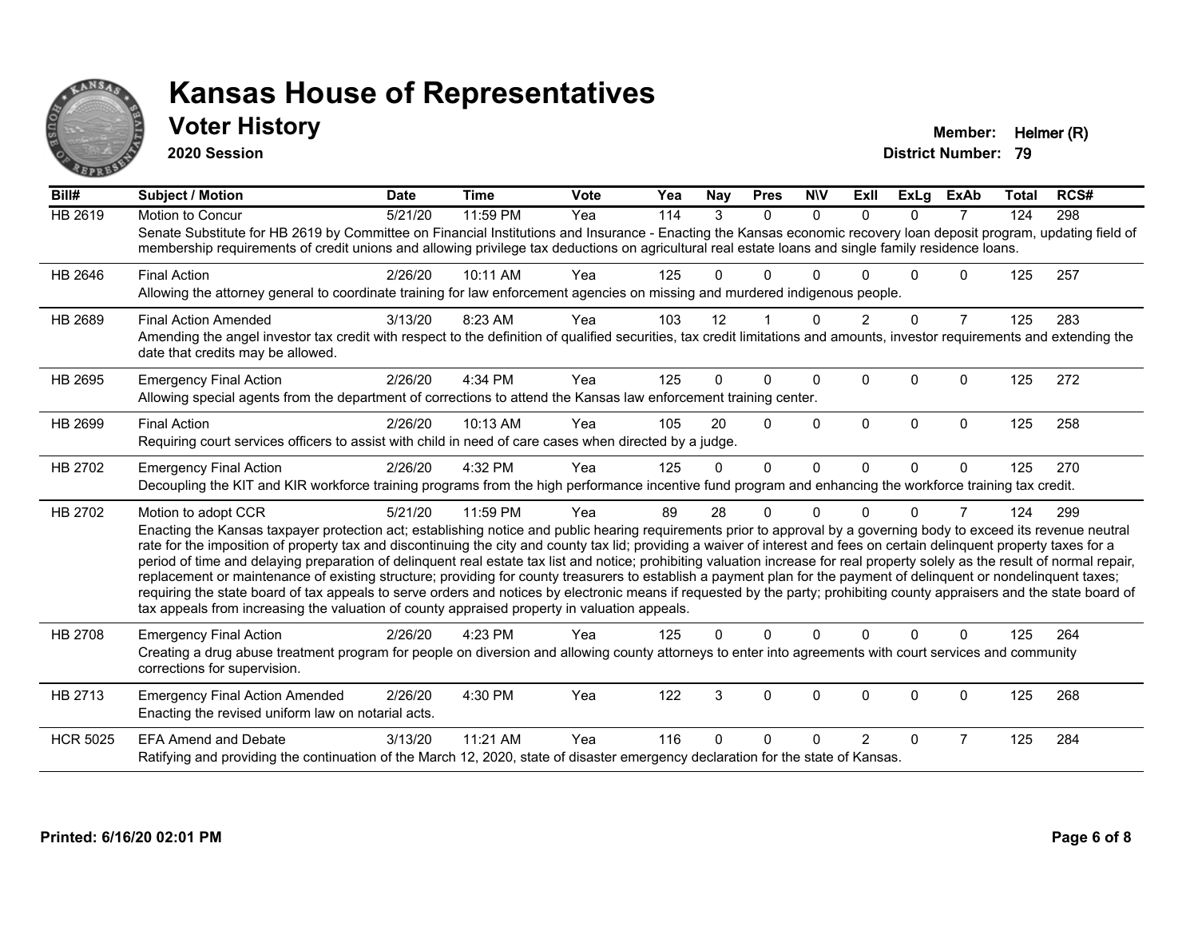# Kansas House of Representatives

## Voter History

**2020 Session**

**Member:** Helmer (R)
**District Number:** 79

| Bill# | Subject / Motion | Date | Time | Vote | Yea | Nay | Pres | N\V | ExII | ExLg | ExAb | Total | RCS# |
|---|---|---|---|---|---|---|---|---|---|---|---|---|---|
| HB 2619 | Motion to Concur | 5/21/20 | 11:59 PM | Yea | 114 | 3 | 0 | 0 | 0 | 0 | 7 | 124 | 298 |
| | Senate Substitute for HB 2619 by Committee on Financial Institutions and Insurance - Enacting the Kansas economic recovery loan deposit program, updating field of membership requirements of credit unions and allowing privilege tax deductions on agricultural real estate loans and single family residence loans. | | | | | | | | | | | | |
| HB 2646 | Final Action | 2/26/20 | 10:11 AM | Yea | 125 | 0 | 0 | 0 | 0 | 0 | 0 | 125 | 257 |
| | Allowing the attorney general to coordinate training for law enforcement agencies on missing and murdered indigenous people. | | | | | | | | | | | | |
| HB 2689 | Final Action Amended | 3/13/20 | 8:23 AM | Yea | 103 | 12 | 1 | 0 | 2 | 0 | 7 | 125 | 283 |
| | Amending the angel investor tax credit with respect to the definition of qualified securities, tax credit limitations and amounts, investor requirements and extending the date that credits may be allowed. | | | | | | | | | | | | |
| HB 2695 | Emergency Final Action | 2/26/20 | 4:34 PM | Yea | 125 | 0 | 0 | 0 | 0 | 0 | 0 | 125 | 272 |
| | Allowing special agents from the department of corrections to attend the Kansas law enforcement training center. | | | | | | | | | | | | |
| HB 2699 | Final Action | 2/26/20 | 10:13 AM | Yea | 105 | 20 | 0 | 0 | 0 | 0 | 0 | 125 | 258 |
| | Requiring court services officers to assist with child in need of care cases when directed by a judge. | | | | | | | | | | | | |
| HB 2702 | Emergency Final Action | 2/26/20 | 4:32 PM | Yea | 125 | 0 | 0 | 0 | 0 | 0 | 0 | 125 | 270 |
| | Decoupling the KIT and KIR workforce training programs from the high performance incentive fund program and enhancing the workforce training tax credit. | | | | | | | | | | | | |
| HB 2702 | Motion to adopt CCR | 5/21/20 | 11:59 PM | Yea | 89 | 28 | 0 | 0 | 0 | 0 | 7 | 124 | 299 |
| | Enacting the Kansas taxpayer protection act; establishing notice and public hearing requirements prior to approval by a governing body to exceed its revenue neutral rate for the imposition of property tax and discontinuing the city and county tax lid; providing a waiver of interest and fees on certain delinquent property taxes for a period of time and delaying preparation of delinquent real estate tax list and notice; prohibiting valuation increase for real property solely as the result of normal repair, replacement or maintenance of existing structure; providing for county treasurers to establish a payment plan for the payment of delinquent or nondelinquent taxes; requiring the state board of tax appeals to serve orders and notices by electronic means if requested by the party; prohibiting county appraisers and the state board of tax appeals from increasing the valuation of county appraised property in valuation appeals. | | | | | | | | | | | | |
| HB 2708 | Emergency Final Action | 2/26/20 | 4:23 PM | Yea | 125 | 0 | 0 | 0 | 0 | 0 | 0 | 125 | 264 |
| | Creating a drug abuse treatment program for people on diversion and allowing county attorneys to enter into agreements with court services and community corrections for supervision. | | | | | | | | | | | | |
| HB 2713 | Emergency Final Action Amended | 2/26/20 | 4:30 PM | Yea | 122 | 3 | 0 | 0 | 0 | 0 | 0 | 125 | 268 |
| | Enacting the revised uniform law on notarial acts. | | | | | | | | | | | | |
| HCR 5025 | EFA Amend and Debate | 3/13/20 | 11:21 AM | Yea | 116 | 0 | 0 | 0 | 2 | 0 | 7 | 125 | 284 |
| | Ratifying and providing the continuation of the March 12, 2020, state of disaster emergency declaration for the state of Kansas. | | | | | | | | | | | | |

**Printed: 6/16/20 02:01 PM**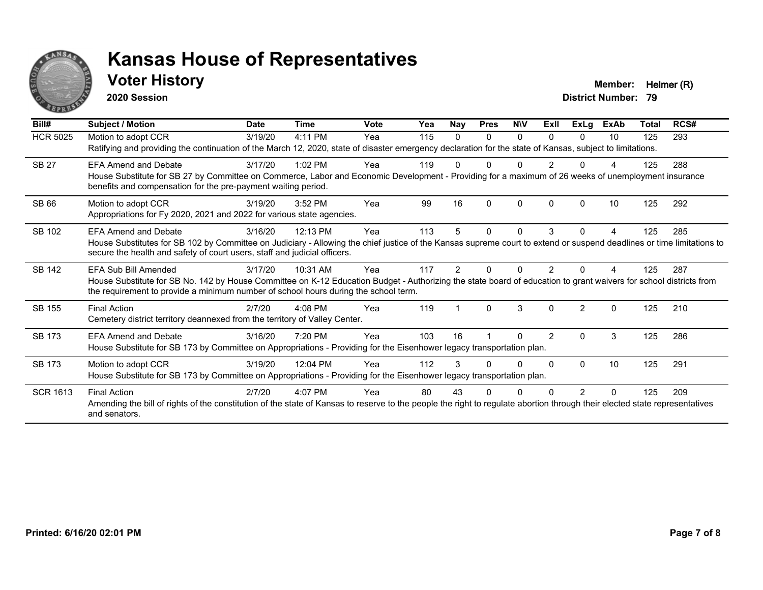# Kansas House of Representatives

## Voter History

**2020 Session**

**Member:** Helmer (R)
**District Number:** 79

| Bill# | Subject / Motion | Date | Time | Vote | Yea | Nay | Pres | N\V | ExII | ExLg | ExAb | Total | RCS# |
|---|---|---|---|---|---|---|---|---|---|---|---|---|---|
| HCR 5025 | Motion to adopt CCR | 3/19/20 | 4:11 PM | Yea | 115 | 0 | 0 | 0 | 0 | 0 | 10 | 125 | 293 |
| | Ratifying and providing the continuation of the March 12, 2020, state of disaster emergency declaration for the state of Kansas, subject to limitations. | | | | | | | | | | | | |
| SB 27 | EFA Amend and Debate | 3/17/20 | 1:02 PM | Yea | 119 | 0 | 0 | 0 | 2 | 0 | 4 | 125 | 288 |
| | House Substitute for SB 27 by Committee on Commerce, Labor and Economic Development - Providing for a maximum of 26 weeks of unemployment insurance benefits and compensation for the pre-payment waiting period. | | | | | | | | | | | | |
| SB 66 | Motion to adopt CCR | 3/19/20 | 3:52 PM | Yea | 99 | 16 | 0 | 0 | 0 | 0 | 10 | 125 | 292 |
| | Appropriations for Fy 2020, 2021 and 2022 for various state agencies. | | | | | | | | | | | | |
| SB 102 | EFA Amend and Debate | 3/16/20 | 12:13 PM | Yea | 113 | 5 | 0 | 0 | 3 | 0 | 4 | 125 | 285 |
| | House Substitutes for SB 102 by Committee on Judiciary - Allowing the chief justice of the Kansas supreme court to extend or suspend deadlines or time limitations to secure the health and safety of court users, staff and judicial officers. | | | | | | | | | | | | |
| SB 142 | EFA Sub Bill Amended | 3/17/20 | 10:31 AM | Yea | 117 | 2 | 0 | 0 | 2 | 0 | 4 | 125 | 287 |
| | House Substitute for SB No. 142 by House Committee on K-12 Education Budget - Authorizing the state board of education to grant waivers for school districts from the requirement to provide a minimum number of school hours during the school term. | | | | | | | | | | | | |
| SB 155 | Final Action | 2/7/20 | 4:08 PM | Yea | 119 | 1 | 0 | 3 | 0 | 2 | 0 | 125 | 210 |
| | Cemetery district territory deannexed from the territory of Valley Center. | | | | | | | | | | | | |
| SB 173 | EFA Amend and Debate | 3/16/20 | 7:20 PM | Yea | 103 | 16 | 1 | 0 | 2 | 0 | 3 | 125 | 286 |
| | House Substitute for SB 173 by Committee on Appropriations - Providing for the Eisenhower legacy transportation plan. | | | | | | | | | | | | |
| SB 173 | Motion to adopt CCR | 3/19/20 | 12:04 PM | Yea | 112 | 3 | 0 | 0 | 0 | 0 | 10 | 125 | 291 |
| | House Substitute for SB 173 by Committee on Appropriations - Providing for the Eisenhower legacy transportation plan. | | | | | | | | | | | | |
| SCR 1613 | Final Action | 2/7/20 | 4:07 PM | Yea | 80 | 43 | 0 | 0 | 0 | 2 | 0 | 125 | 209 |
| | Amending the bill of rights of the constitution of the state of Kansas to reserve to the people the right to regulate abortion through their elected state representatives and senators. | | | | | | | | | | | | |

**Printed: 6/16/20 02:01 PM**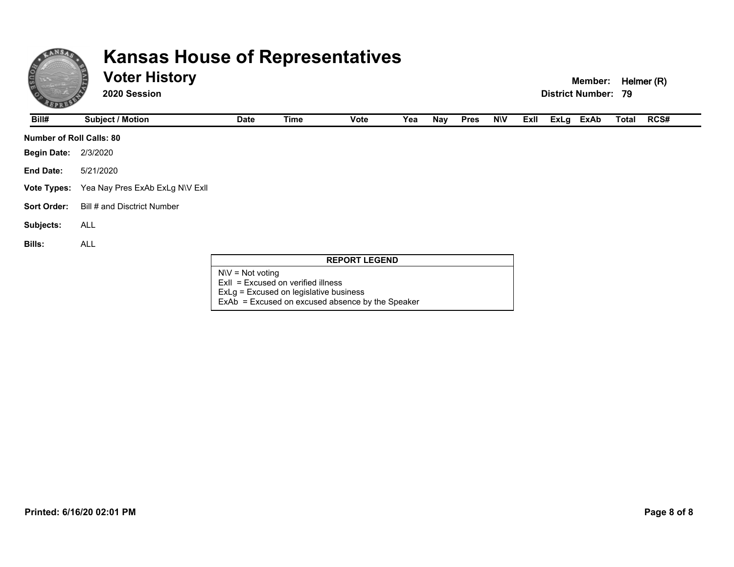# Kansas House of Representatives

## Voter History

**2020 Session**

**Member:** Helmer (R)
**District Number:** 79

| Bill# | Subject / Motion | Date | Time | Vote | Yea | Nay | Pres | N\V | ExII | ExLg | ExAb | Total | RCS# |
|---|---|---|---|---|---|---|---|---|---|---|---|---|---|

**Number of Roll Calls: 80**

**Begin Date:** 2/3/2020

**End Date:** 5/21/2020

**Vote Types:** Yea Nay Pres ExAb ExLg N\V ExIl

**Sort Order:** Bill # and Disctrict Number

**Subjects:** ALL

**Bills:** ALL

| REPORT LEGEND |
|---|
| N\V = Not voting |
| ExIl = Excused on verified illness |
| ExLg = Excused on legislative business |
| ExAb = Excused on excused absence by the Speaker |

**Printed: 6/16/20 02:01 PM**